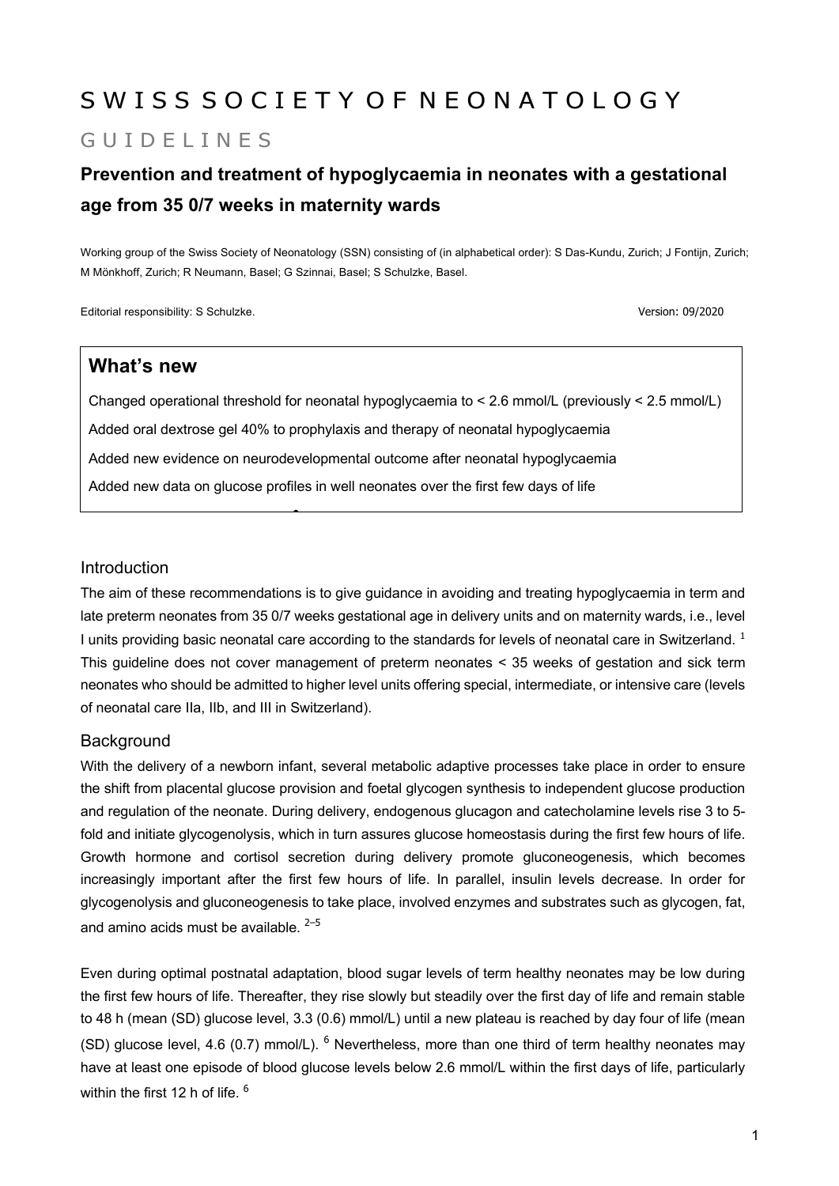# SWISS SOCIETY OF NEONATOLOGY

## GUIDELINES

### Prevention and treatment of hypoglycaemia in neonates with a gestational age from 35 0/7 weeks in maternity wards

Working group of the Swiss Society of Neonatology (SSN) consisting of (in alphabetical order): S Das-Kundu, Zurich; J Fontijn, Zurich; M Mönkhoff, Zurich; R Neumann, Basel; G Szinnai, Basel; S Schulzke, Basel.

Editorial responsibility: S Schulzke.

Version: 09/2020

**What's new**

Changed operational threshold for neonatal hypoglycaemia to < 2.6 mmol/L (previously < 2.5 mmol/L)

Added oral dextrose gel 40% to prophylaxis and therapy of neonatal hypoglycaemia

Added new evidence on neurodevelopmental outcome after neonatal hypoglycaemia

Added new data on glucose profiles in well neonates over the first few days of life

## Introduction

The aim of these recommendations is to give guidance in avoiding and treating hypoglycaemia in term and late preterm neonates from 35 0/7 weeks gestational age in delivery units and on maternity wards, i.e., level I units providing basic neonatal care according to the standards for levels of neonatal care in Switzerland. [1] This guideline does not cover management of preterm neonates < 35 weeks of gestation and sick term neonates who should be admitted to higher level units offering special, intermediate, or intensive care (levels of neonatal care IIa, IIb, and III in Switzerland).

## Background

With the delivery of a newborn infant, several metabolic adaptive processes take place in order to ensure the shift from placental glucose provision and foetal glycogen synthesis to independent glucose production and regulation of the neonate. During delivery, endogenous glucagon and catecholamine levels rise 3 to 5-fold and initiate glycogenolysis, which in turn assures glucose homeostasis during the first few hours of life. Growth hormone and cortisol secretion during delivery promote gluconeogenesis, which becomes increasingly important after the first few hours of life. In parallel, insulin levels decrease. In order for glycogenolysis and gluconeogenesis to take place, involved enzymes and substrates such as glycogen, fat, and amino acids must be available. [2–5]

Even during optimal postnatal adaptation, blood sugar levels of term healthy neonates may be low during the first few hours of life. Thereafter, they rise slowly but steadily over the first day of life and remain stable to 48 h (mean (SD) glucose level, 3.3 (0.6) mmol/L) until a new plateau is reached by day four of life (mean (SD) glucose level, 4.6 (0.7) mmol/L). [6] Nevertheless, more than one third of term healthy neonates may have at least one episode of blood glucose levels below 2.6 mmol/L within the first days of life, particularly within the first 12 h of life. [6]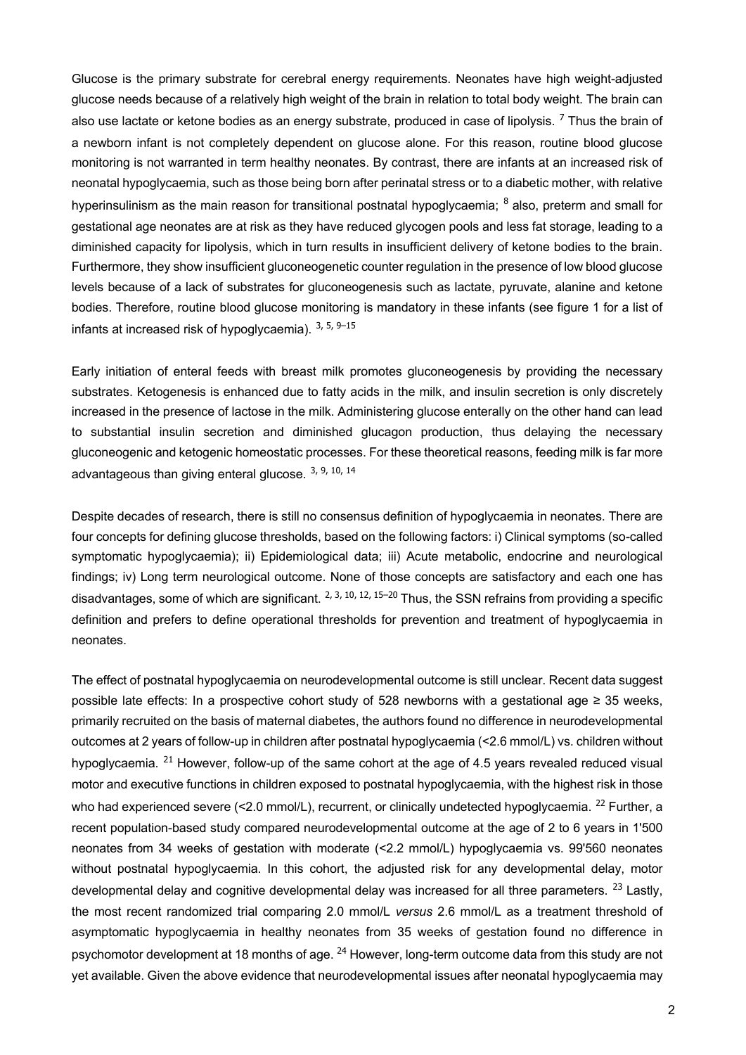Glucose is the primary substrate for cerebral energy requirements. Neonates have high weight-adjusted glucose needs because of a relatively high weight of the brain in relation to total body weight. The brain can also use lactate or ketone bodies as an energy substrate, produced in case of lipolysis. [7] Thus the brain of a newborn infant is not completely dependent on glucose alone. For this reason, routine blood glucose monitoring is not warranted in term healthy neonates. By contrast, there are infants at an increased risk of neonatal hypoglycaemia, such as those being born after perinatal stress or to a diabetic mother, with relative hyperinsulinism as the main reason for transitional postnatal hypoglycaemia; [8] also, preterm and small for gestational age neonates are at risk as they have reduced glycogen pools and less fat storage, leading to a diminished capacity for lipolysis, which in turn results in insufficient delivery of ketone bodies to the brain. Furthermore, they show insufficient gluconeogenetic counter regulation in the presence of low blood glucose levels because of a lack of substrates for gluconeogenesis such as lactate, pyruvate, alanine and ketone bodies. Therefore, routine blood glucose monitoring is mandatory in these infants (see figure 1 for a list of infants at increased risk of hypoglycaemia). [3, 5, 9–15]

Early initiation of enteral feeds with breast milk promotes gluconeogenesis by providing the necessary substrates. Ketogenesis is enhanced due to fatty acids in the milk, and insulin secretion is only discretely increased in the presence of lactose in the milk. Administering glucose enterally on the other hand can lead to substantial insulin secretion and diminished glucagon production, thus delaying the necessary gluconeogenic and ketogenic homeostatic processes. For these theoretical reasons, feeding milk is far more advantageous than giving enteral glucose. [3, 9, 10, 14]

Despite decades of research, there is still no consensus definition of hypoglycaemia in neonates. There are four concepts for defining glucose thresholds, based on the following factors: i) Clinical symptoms (so-called symptomatic hypoglycaemia); ii) Epidemiological data; iii) Acute metabolic, endocrine and neurological findings; iv) Long term neurological outcome. None of those concepts are satisfactory and each one has disadvantages, some of which are significant. [2, 3, 10, 12, 15–20] Thus, the SSN refrains from providing a specific definition and prefers to define operational thresholds for prevention and treatment of hypoglycaemia in neonates.

The effect of postnatal hypoglycaemia on neurodevelopmental outcome is still unclear. Recent data suggest possible late effects: In a prospective cohort study of 528 newborns with a gestational age ≥ 35 weeks, primarily recruited on the basis of maternal diabetes, the authors found no difference in neurodevelopmental outcomes at 2 years of follow-up in children after postnatal hypoglycaemia (<2.6 mmol/L) vs. children without hypoglycaemia. [21] However, follow-up of the same cohort at the age of 4.5 years revealed reduced visual motor and executive functions in children exposed to postnatal hypoglycaemia, with the highest risk in those who had experienced severe (<2.0 mmol/L), recurrent, or clinically undetected hypoglycaemia. [22] Further, a recent population-based study compared neurodevelopmental outcome at the age of 2 to 6 years in 1'500 neonates from 34 weeks of gestation with moderate (<2.2 mmol/L) hypoglycaemia vs. 99'560 neonates without postnatal hypoglycaemia. In this cohort, the adjusted risk for any developmental delay, motor developmental delay and cognitive developmental delay was increased for all three parameters. [23] Lastly, the most recent randomized trial comparing 2.0 mmol/L *versus* 2.6 mmol/L as a treatment threshold of asymptomatic hypoglycaemia in healthy neonates from 35 weeks of gestation found no difference in psychomotor development at 18 months of age. [24] However, long-term outcome data from this study are not yet available. Given the above evidence that neurodevelopmental issues after neonatal hypoglycaemia may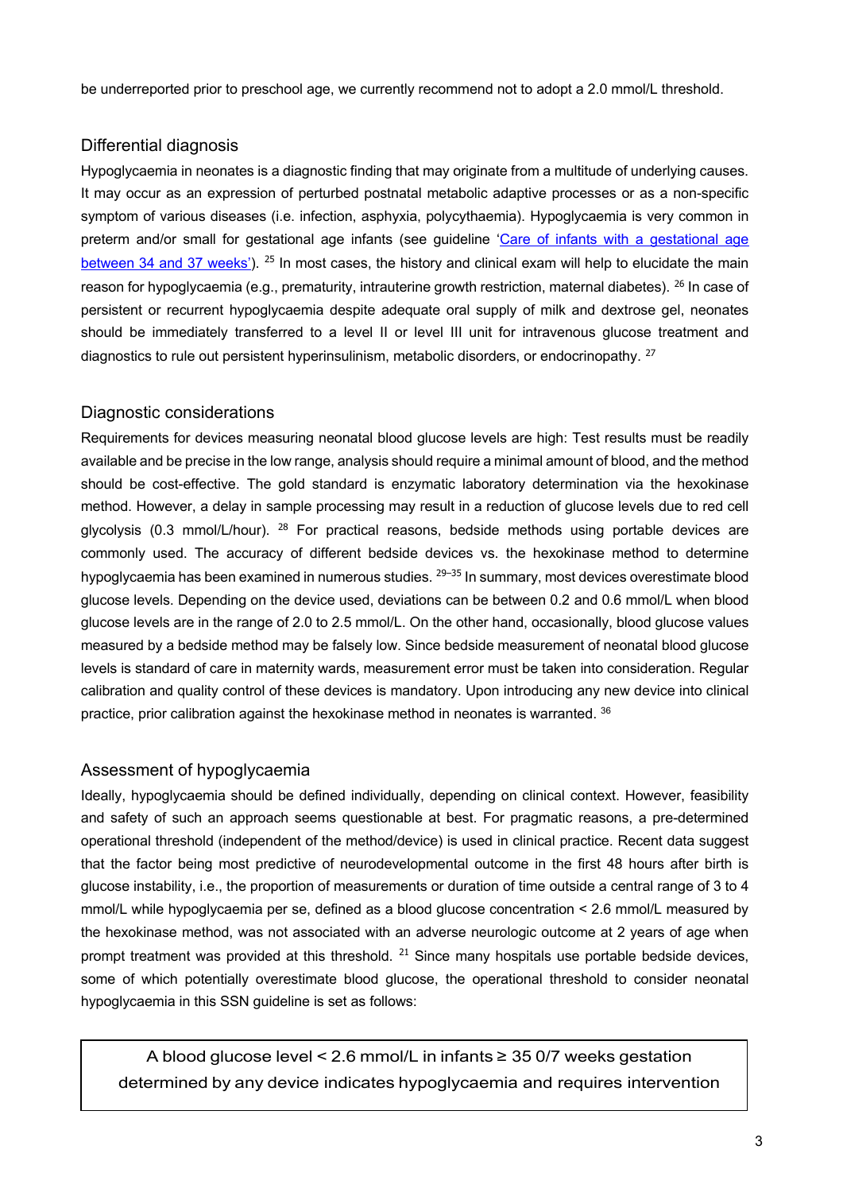be underreported prior to preschool age, we currently recommend not to adopt a 2.0 mmol/L threshold.

## Differential diagnosis

Hypoglycaemia in neonates is a diagnostic finding that may originate from a multitude of underlying causes. It may occur as an expression of perturbed postnatal metabolic adaptive processes or as a non-specific symptom of various diseases (i.e. infection, asphyxia, polycythaemia). Hypoglycaemia is very common in preterm and/or small for gestational age infants (see guideline 'Care of infants with a gestational age between 34 and 37 weeks').[25] In most cases, the history and clinical exam will help to elucidate the main reason for hypoglycaemia (e.g., prematurity, intrauterine growth restriction, maternal diabetes).[26] In case of persistent or recurrent hypoglycaemia despite adequate oral supply of milk and dextrose gel, neonates should be immediately transferred to a level II or level III unit for intravenous glucose treatment and diagnostics to rule out persistent hyperinsulinism, metabolic disorders, or endocrinopathy.[27]

## Diagnostic considerations

Requirements for devices measuring neonatal blood glucose levels are high: Test results must be readily available and be precise in the low range, analysis should require a minimal amount of blood, and the method should be cost-effective. The gold standard is enzymatic laboratory determination via the hexokinase method. However, a delay in sample processing may result in a reduction of glucose levels due to red cell glycolysis (0.3 mmol/L/hour).[28] For practical reasons, bedside methods using portable devices are commonly used. The accuracy of different bedside devices vs. the hexokinase method to determine hypoglycaemia has been examined in numerous studies.[29–35] In summary, most devices overestimate blood glucose levels. Depending on the device used, deviations can be between 0.2 and 0.6 mmol/L when blood glucose levels are in the range of 2.0 to 2.5 mmol/L. On the other hand, occasionally, blood glucose values measured by a bedside method may be falsely low. Since bedside measurement of neonatal blood glucose levels is standard of care in maternity wards, measurement error must be taken into consideration. Regular calibration and quality control of these devices is mandatory. Upon introducing any new device into clinical practice, prior calibration against the hexokinase method in neonates is warranted.[36]

## Assessment of hypoglycaemia

Ideally, hypoglycaemia should be defined individually, depending on clinical context. However, feasibility and safety of such an approach seems questionable at best. For pragmatic reasons, a pre-determined operational threshold (independent of the method/device) is used in clinical practice. Recent data suggest that the factor being most predictive of neurodevelopmental outcome in the first 48 hours after birth is glucose instability, i.e., the proportion of measurements or duration of time outside a central range of 3 to 4 mmol/L while hypoglycaemia per se, defined as a blood glucose concentration < 2.6 mmol/L measured by the hexokinase method, was not associated with an adverse neurologic outcome at 2 years of age when prompt treatment was provided at this threshold.[21] Since many hospitals use portable bedside devices, some of which potentially overestimate blood glucose, the operational threshold to consider neonatal hypoglycaemia in this SSN guideline is set as follows:

> A blood glucose level < 2.6 mmol/L in infants ≥ 35 0/7 weeks gestation determined by any device indicates hypoglycaemia and requires intervention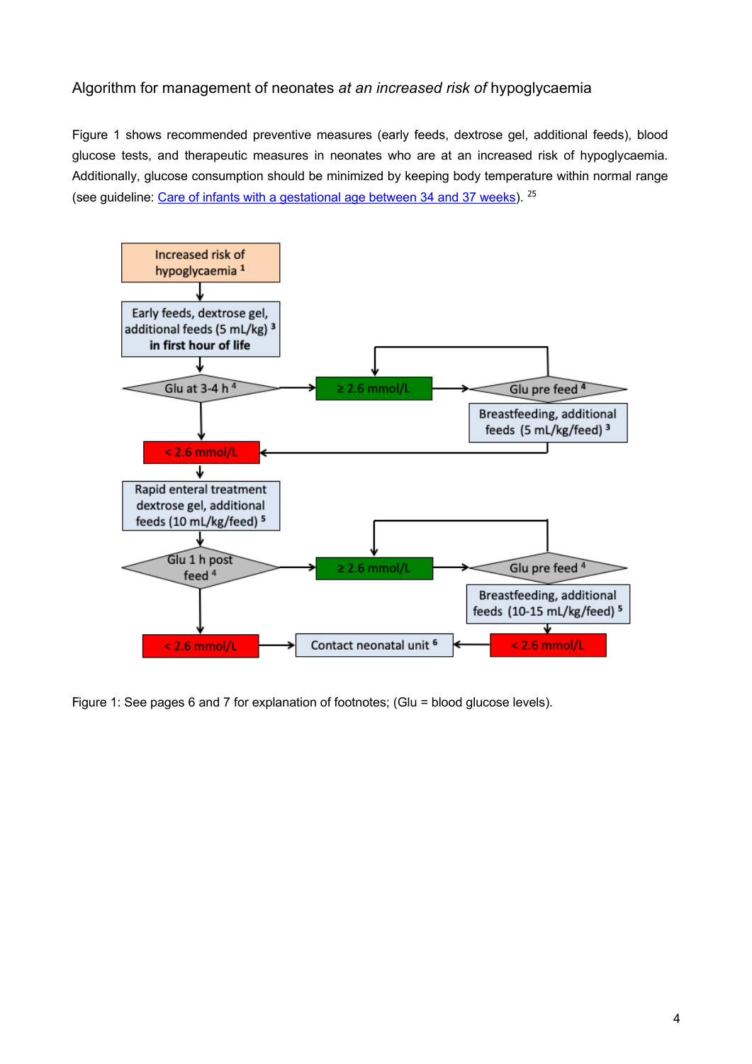Algorithm for management of neonates *at an increased risk of* hypoglycaemia

Figure 1 shows recommended preventive measures (early feeds, dextrose gel, additional feeds), blood glucose tests, and therapeutic measures in neonates who are at an increased risk of hypoglycaemia. Additionally, glucose consumption should be minimized by keeping body temperature within normal range (see guideline: [Care of infants with a gestational age between 34 and 37 weeks](Care of infants with a gestational age between 34 and 37 weeks)).[25]

Increased risk of hypoglycaemia[1]

Early feeds, dextrose gel, additional feeds (5 mL/kg)[3] **in first hour of life**

Glu at 3-4 h[4]

≥ 2.6 mmol/L

Glu pre feed[4]

Breastfeeding, additional feeds (5 mL/kg/feed)[3]

< 2.6 mmol/L

Rapid enteral treatment dextrose gel, additional feeds (10 mL/kg/feed)[5]

Glu 1 h post feed[4]

≥ 2.6 mmol/L

Glu pre feed[4]

Breastfeeding, additional feeds (10-15 mL/kg/feed)[5]

< 2.6 mmol/L

Contact neonatal unit[6]

< 2.6 mmol/L

Figure 1: See pages 6 and 7 for explanation of footnotes; (Glu = blood glucose levels).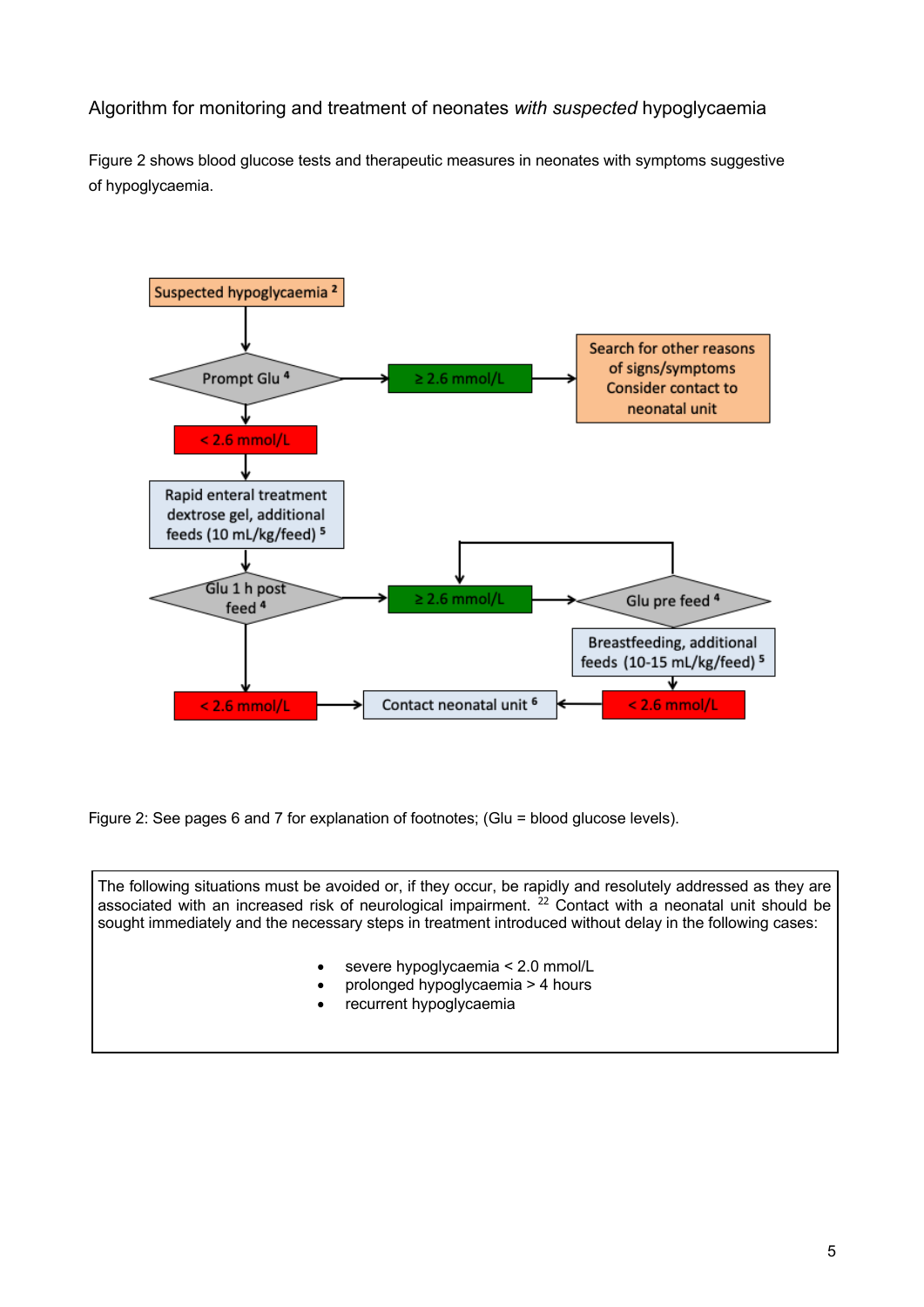Algorithm for monitoring and treatment of neonates *with suspected* hypoglycaemia

Figure 2 shows blood glucose tests and therapeutic measures in neonates with symptoms suggestive of hypoglycaemia.

Suspected hypoglycaemia [2]

Prompt Glu [4]

≥ 2.6 mmol/L

Search for other reasons of signs/symptoms Consider contact to neonatal unit

< 2.6 mmol/L

Rapid enteral treatment dextrose gel, additional feeds (10 mL/kg/feed) [5]

Glu 1 h post feed [4]

≥ 2.6 mmol/L

Glu pre feed [4]

Breastfeeding, additional feeds (10-15 mL/kg/feed) [5]

< 2.6 mmol/L

Contact neonatal unit [6]

< 2.6 mmol/L

Figure 2: See pages 6 and 7 for explanation of footnotes; (Glu = blood glucose levels).

The following situations must be avoided or, if they occur, be rapidly and resolutely addressed as they are associated with an increased risk of neurological impairment. [22] Contact with a neonatal unit should be sought immediately and the necessary steps in treatment introduced without delay in the following cases:

- severe hypoglycaemia < 2.0 mmol/L
- prolonged hypoglycaemia > 4 hours
- recurrent hypoglycaemia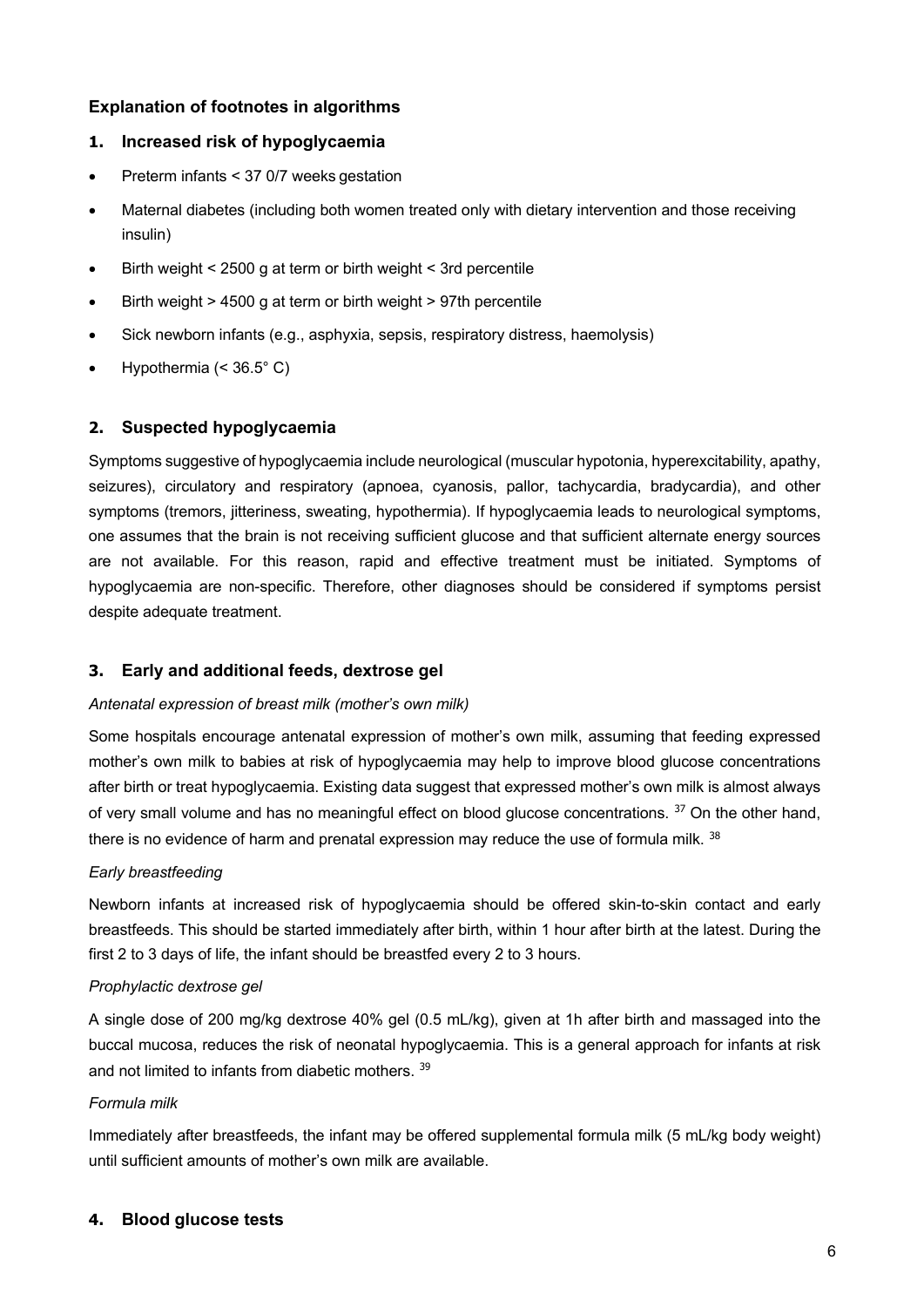## Explanation of footnotes in algorithms

### 1. Increased risk of hypoglycaemia

- Preterm infants < 37 0/7 weeks gestation
- Maternal diabetes (including both women treated only with dietary intervention and those receiving insulin)
- Birth weight < 2500 g at term or birth weight < 3rd percentile
- Birth weight > 4500 g at term or birth weight > 97th percentile
- Sick newborn infants (e.g., asphyxia, sepsis, respiratory distress, haemolysis)
- Hypothermia (< 36.5° C)

### 2. Suspected hypoglycaemia

Symptoms suggestive of hypoglycaemia include neurological (muscular hypotonia, hyperexcitability, apathy, seizures), circulatory and respiratory (apnoea, cyanosis, pallor, tachycardia, bradycardia), and other symptoms (tremors, jitteriness, sweating, hypothermia). If hypoglycaemia leads to neurological symptoms, one assumes that the brain is not receiving sufficient glucose and that sufficient alternate energy sources are not available. For this reason, rapid and effective treatment must be initiated. Symptoms of hypoglycaemia are non-specific. Therefore, other diagnoses should be considered if symptoms persist despite adequate treatment.

### 3. Early and additional feeds, dextrose gel

*Antenatal expression of breast milk (mother's own milk)*

Some hospitals encourage antenatal expression of mother's own milk, assuming that feeding expressed mother's own milk to babies at risk of hypoglycaemia may help to improve blood glucose concentrations after birth or treat hypoglycaemia. Existing data suggest that expressed mother's own milk is almost always of very small volume and has no meaningful effect on blood glucose concentrations. [37] On the other hand, there is no evidence of harm and prenatal expression may reduce the use of formula milk. [38]

*Early breastfeeding*

Newborn infants at increased risk of hypoglycaemia should be offered skin-to-skin contact and early breastfeeds. This should be started immediately after birth, within 1 hour after birth at the latest. During the first 2 to 3 days of life, the infant should be breastfed every 2 to 3 hours.

*Prophylactic dextrose gel*

A single dose of 200 mg/kg dextrose 40% gel (0.5 mL/kg), given at 1h after birth and massaged into the buccal mucosa, reduces the risk of neonatal hypoglycaemia. This is a general approach for infants at risk and not limited to infants from diabetic mothers. [39]

*Formula milk*

Immediately after breastfeeds, the infant may be offered supplemental formula milk (5 mL/kg body weight) until sufficient amounts of mother's own milk are available.

### 4. Blood glucose tests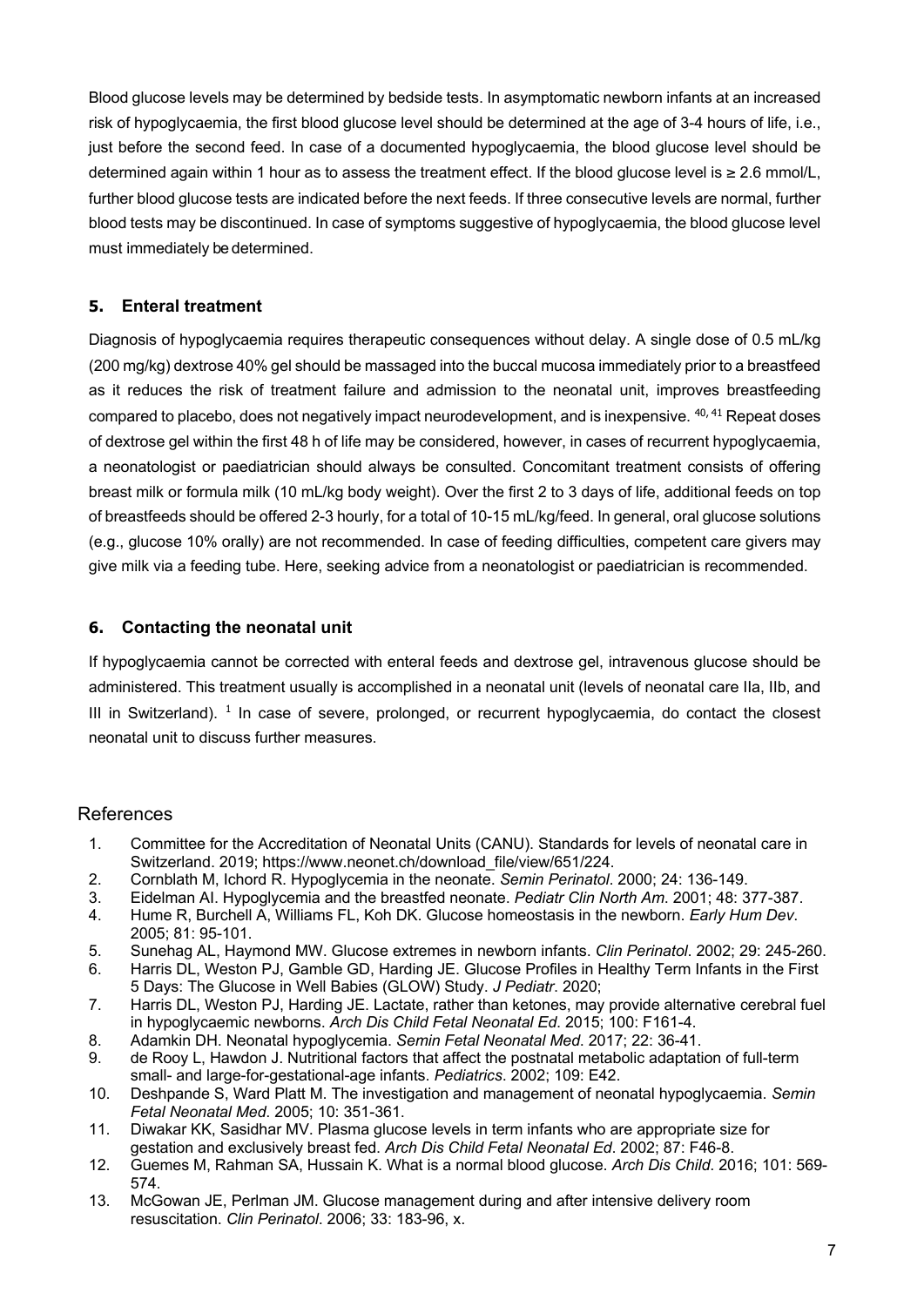Blood glucose levels may be determined by bedside tests. In asymptomatic newborn infants at an increased risk of hypoglycaemia, the first blood glucose level should be determined at the age of 3-4 hours of life, i.e., just before the second feed. In case of a documented hypoglycaemia, the blood glucose level should be determined again within 1 hour as to assess the treatment effect. If the blood glucose level is ≥ 2.6 mmol/L, further blood glucose tests are indicated before the next feeds. If three consecutive levels are normal, further blood tests may be discontinued. In case of symptoms suggestive of hypoglycaemia, the blood glucose level must immediately be determined.

## 5. Enteral treatment

Diagnosis of hypoglycaemia requires therapeutic consequences without delay. A single dose of 0.5 mL/kg (200 mg/kg) dextrose 40% gel should be massaged into the buccal mucosa immediately prior to a breastfeed as it reduces the risk of treatment failure and admission to the neonatal unit, improves breastfeeding compared to placebo, does not negatively impact neurodevelopment, and is inexpensive.[40, 41] Repeat doses of dextrose gel within the first 48 h of life may be considered, however, in cases of recurrent hypoglycaemia, a neonatologist or paediatrician should always be consulted. Concomitant treatment consists of offering breast milk or formula milk (10 mL/kg body weight). Over the first 2 to 3 days of life, additional feeds on top of breastfeeds should be offered 2-3 hourly, for a total of 10-15 mL/kg/feed. In general, oral glucose solutions (e.g., glucose 10% orally) are not recommended. In case of feeding difficulties, competent care givers may give milk via a feeding tube. Here, seeking advice from a neonatologist or paediatrician is recommended.

## 6. Contacting the neonatal unit

If hypoglycaemia cannot be corrected with enteral feeds and dextrose gel, intravenous glucose should be administered. This treatment usually is accomplished in a neonatal unit (levels of neonatal care IIa, IIb, and III in Switzerland).[1] In case of severe, prolonged, or recurrent hypoglycaemia, do contact the closest neonatal unit to discuss further measures.

## References

1. Committee for the Accreditation of Neonatal Units (CANU). Standards for levels of neonatal care in Switzerland. 2019; https://www.neonet.ch/download_file/view/651/224.
2. Cornblath M, Ichord R. Hypoglycemia in the neonate. *Semin Perinatol*. 2000; 24: 136-149.
3. Eidelman AI. Hypoglycemia and the breastfed neonate. *Pediatr Clin North Am*. 2001; 48: 377-387.
4. Hume R, Burchell A, Williams FL, Koh DK. Glucose homeostasis in the newborn. *Early Hum Dev*. 2005; 81: 95-101.
5. Sunehag AL, Haymond MW. Glucose extremes in newborn infants. *Clin Perinatol*. 2002; 29: 245-260.
6. Harris DL, Weston PJ, Gamble GD, Harding JE. Glucose Profiles in Healthy Term Infants in the First 5 Days: The Glucose in Well Babies (GLOW) Study. *J Pediatr*. 2020;
7. Harris DL, Weston PJ, Harding JE. Lactate, rather than ketones, may provide alternative cerebral fuel in hypoglycaemic newborns. *Arch Dis Child Fetal Neonatal Ed*. 2015; 100: F161-4.
8. Adamkin DH. Neonatal hypoglycemia. *Semin Fetal Neonatal Med*. 2017; 22: 36-41.
9. de Rooy L, Hawdon J. Nutritional factors that affect the postnatal metabolic adaptation of full-term small- and large-for-gestational-age infants. *Pediatrics*. 2002; 109: E42.
10. Deshpande S, Ward Platt M. The investigation and management of neonatal hypoglycaemia. *Semin Fetal Neonatal Med*. 2005; 10: 351-361.
11. Diwakar KK, Sasidhar MV. Plasma glucose levels in term infants who are appropriate size for gestation and exclusively breast fed. *Arch Dis Child Fetal Neonatal Ed*. 2002; 87: F46-8.
12. Guemes M, Rahman SA, Hussain K. What is a normal blood glucose. *Arch Dis Child*. 2016; 101: 569-574.
13. McGowan JE, Perlman JM. Glucose management during and after intensive delivery room resuscitation. *Clin Perinatol*. 2006; 33: 183-96, x.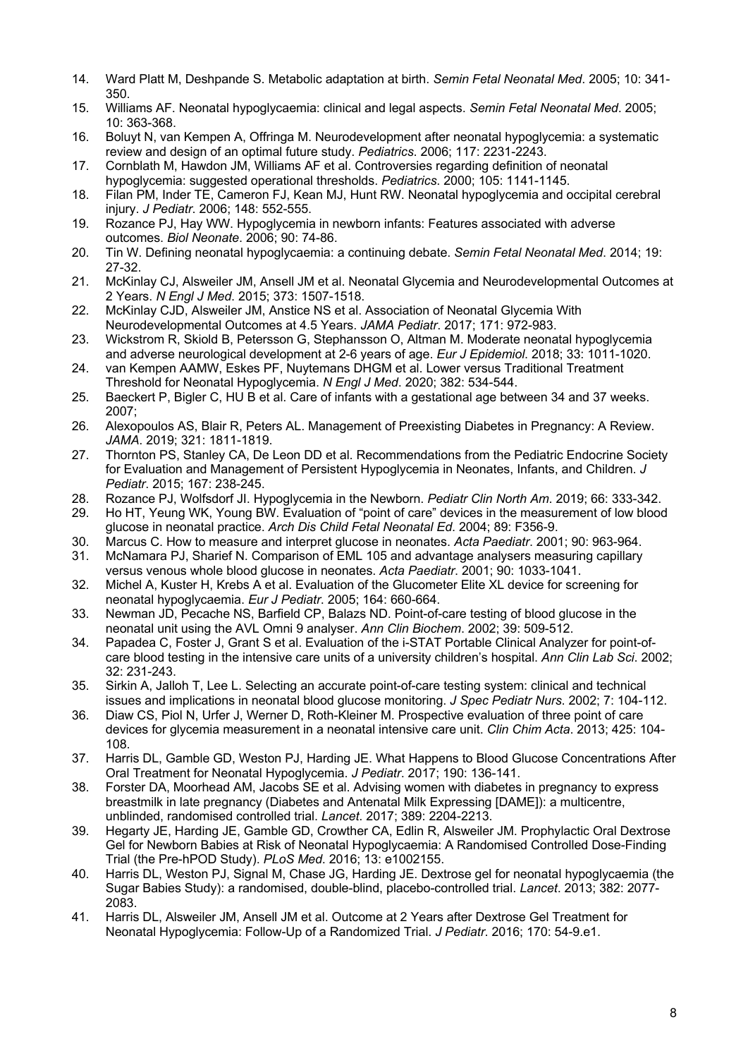14. Ward Platt M, Deshpande S. Metabolic adaptation at birth. *Semin Fetal Neonatal Med*. 2005; 10: 341-350.
15. Williams AF. Neonatal hypoglycaemia: clinical and legal aspects. *Semin Fetal Neonatal Med*. 2005; 10: 363-368.
16. Boluyt N, van Kempen A, Offringa M. Neurodevelopment after neonatal hypoglycemia: a systematic review and design of an optimal future study. *Pediatrics*. 2006; 117: 2231-2243.
17. Cornblath M, Hawdon JM, Williams AF et al. Controversies regarding definition of neonatal hypoglycemia: suggested operational thresholds. *Pediatrics*. 2000; 105: 1141-1145.
18. Filan PM, Inder TE, Cameron FJ, Kean MJ, Hunt RW. Neonatal hypoglycemia and occipital cerebral injury. *J Pediatr*. 2006; 148: 552-555.
19. Rozance PJ, Hay WW. Hypoglycemia in newborn infants: Features associated with adverse outcomes. *Biol Neonate*. 2006; 90: 74-86.
20. Tin W. Defining neonatal hypoglycaemia: a continuing debate. *Semin Fetal Neonatal Med*. 2014; 19: 27-32.
21. McKinlay CJ, Alsweiler JM, Ansell JM et al. Neonatal Glycemia and Neurodevelopmental Outcomes at 2 Years. *N Engl J Med*. 2015; 373: 1507-1518.
22. McKinlay CJD, Alsweiler JM, Anstice NS et al. Association of Neonatal Glycemia With Neurodevelopmental Outcomes at 4.5 Years. *JAMA Pediatr*. 2017; 171: 972-983.
23. Wickstrom R, Skiold B, Petersson G, Stephansson O, Altman M. Moderate neonatal hypoglycemia and adverse neurological development at 2-6 years of age. *Eur J Epidemiol*. 2018; 33: 1011-1020.
24. van Kempen AAMW, Eskes PF, Nuytemans DHGM et al. Lower versus Traditional Treatment Threshold for Neonatal Hypoglycemia. *N Engl J Med*. 2020; 382: 534-544.
25. Baeckert P, Bigler C, HU B et al. Care of infants with a gestational age between 34 and 37 weeks. 2007;
26. Alexopoulos AS, Blair R, Peters AL. Management of Preexisting Diabetes in Pregnancy: A Review. *JAMA*. 2019; 321: 1811-1819.
27. Thornton PS, Stanley CA, De Leon DD et al. Recommendations from the Pediatric Endocrine Society for Evaluation and Management of Persistent Hypoglycemia in Neonates, Infants, and Children. *J Pediatr*. 2015; 167: 238-245.
28. Rozance PJ, Wolfsdorf JI. Hypoglycemia in the Newborn. *Pediatr Clin North Am*. 2019; 66: 333-342.
29. Ho HT, Yeung WK, Young BW. Evaluation of "point of care" devices in the measurement of low blood glucose in neonatal practice. *Arch Dis Child Fetal Neonatal Ed*. 2004; 89: F356-9.
30. Marcus C. How to measure and interpret glucose in neonates. *Acta Paediatr*. 2001; 90: 963-964.
31. McNamara PJ, Sharief N. Comparison of EML 105 and advantage analysers measuring capillary versus venous whole blood glucose in neonates. *Acta Paediatr*. 2001; 90: 1033-1041.
32. Michel A, Kuster H, Krebs A et al. Evaluation of the Glucometer Elite XL device for screening for neonatal hypoglycaemia. *Eur J Pediatr*. 2005; 164: 660-664.
33. Newman JD, Pecache NS, Barfield CP, Balazs ND. Point-of-care testing of blood glucose in the neonatal unit using the AVL Omni 9 analyser. *Ann Clin Biochem*. 2002; 39: 509-512.
34. Papadea C, Foster J, Grant S et al. Evaluation of the i-STAT Portable Clinical Analyzer for point-of-care blood testing in the intensive care units of a university children's hospital. *Ann Clin Lab Sci*. 2002; 32: 231-243.
35. Sirkin A, Jalloh T, Lee L. Selecting an accurate point-of-care testing system: clinical and technical issues and implications in neonatal blood glucose monitoring. *J Spec Pediatr Nurs*. 2002; 7: 104-112.
36. Diaw CS, Piol N, Urfer J, Werner D, Roth-Kleiner M. Prospective evaluation of three point of care devices for glycemia measurement in a neonatal intensive care unit. *Clin Chim Acta*. 2013; 425: 104-108.
37. Harris DL, Gamble GD, Weston PJ, Harding JE. What Happens to Blood Glucose Concentrations After Oral Treatment for Neonatal Hypoglycemia. *J Pediatr*. 2017; 190: 136-141.
38. Forster DA, Moorhead AM, Jacobs SE et al. Advising women with diabetes in pregnancy to express breastmilk in late pregnancy (Diabetes and Antenatal Milk Expressing [DAME]): a multicentre, unblinded, randomised controlled trial. *Lancet*. 2017; 389: 2204-2213.
39. Hegarty JE, Harding JE, Gamble GD, Crowther CA, Edlin R, Alsweiler JM. Prophylactic Oral Dextrose Gel for Newborn Babies at Risk of Neonatal Hypoglycaemia: A Randomised Controlled Dose-Finding Trial (the Pre-hPOD Study). *PLoS Med*. 2016; 13: e1002155.
40. Harris DL, Weston PJ, Signal M, Chase JG, Harding JE. Dextrose gel for neonatal hypoglycaemia (the Sugar Babies Study): a randomised, double-blind, placebo-controlled trial. *Lancet*. 2013; 382: 2077-2083.
41. Harris DL, Alsweiler JM, Ansell JM et al. Outcome at 2 Years after Dextrose Gel Treatment for Neonatal Hypoglycemia: Follow-Up of a Randomized Trial. *J Pediatr*. 2016; 170: 54-9.e1.